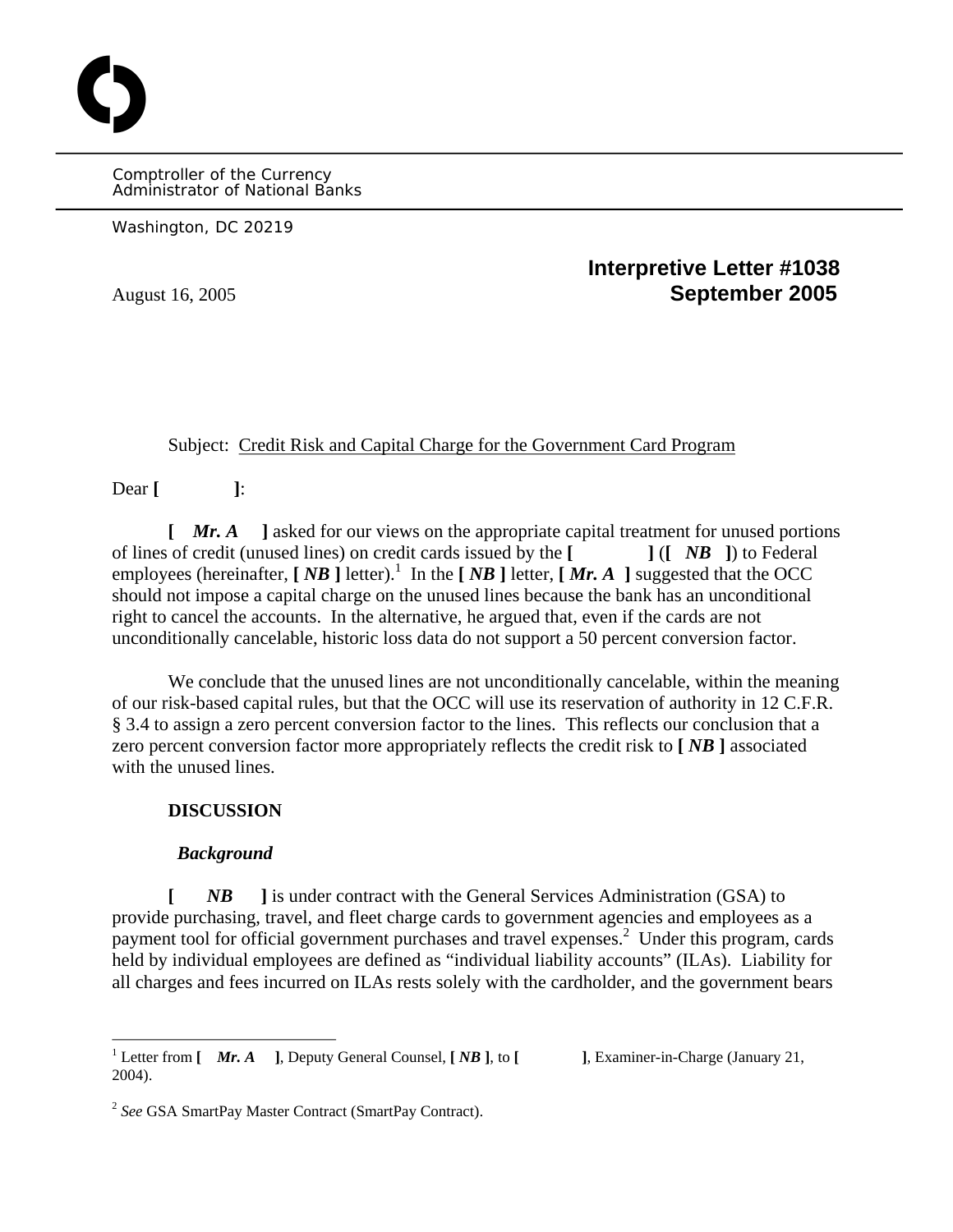Comptroller of the Currency
Administrator of National Banks

Washington, DC 20219

**Interpretive Letter #1038**
**September 2005**

August 16, 2005

Subject: Credit Risk and Capital Charge for the Government Card Program

Dear **[ ]**:

**[ *Mr. A* ]** asked for our views on the appropriate capital treatment for unused portions of lines of credit (unused lines) on credit cards issued by the **[ ]** (**[ *NB* ]**) to Federal employees (hereinafter, **[ *NB* ]** letter).[1] In the **[ *NB* ]** letter, **[ *Mr. A* ]** suggested that the OCC should not impose a capital charge on the unused lines because the bank has an unconditional right to cancel the accounts. In the alternative, he argued that, even if the cards are not unconditionally cancelable, historic loss data do not support a 50 percent conversion factor.

We conclude that the unused lines are not unconditionally cancelable, within the meaning of our risk-based capital rules, but that the OCC will use its reservation of authority in 12 C.F.R. § 3.4 to assign a zero percent conversion factor to the lines. This reflects our conclusion that a zero percent conversion factor more appropriately reflects the credit risk to **[ *NB* ]** associated with the unused lines.

**DISCUSSION**

***Background***

**[ *NB* ]** is under contract with the General Services Administration (GSA) to provide purchasing, travel, and fleet charge cards to government agencies and employees as a payment tool for official government purchases and travel expenses.[2] Under this program, cards held by individual employees are defined as "individual liability accounts" (ILAs). Liability for all charges and fees incurred on ILAs rests solely with the cardholder, and the government bears

---

[1] Letter from **[ *Mr. A* ]**, Deputy General Counsel, **[ *NB* ]**, to **[ ]**, Examiner-in-Charge (January 21, 2004).

[2] *See* GSA SmartPay Master Contract (SmartPay Contract).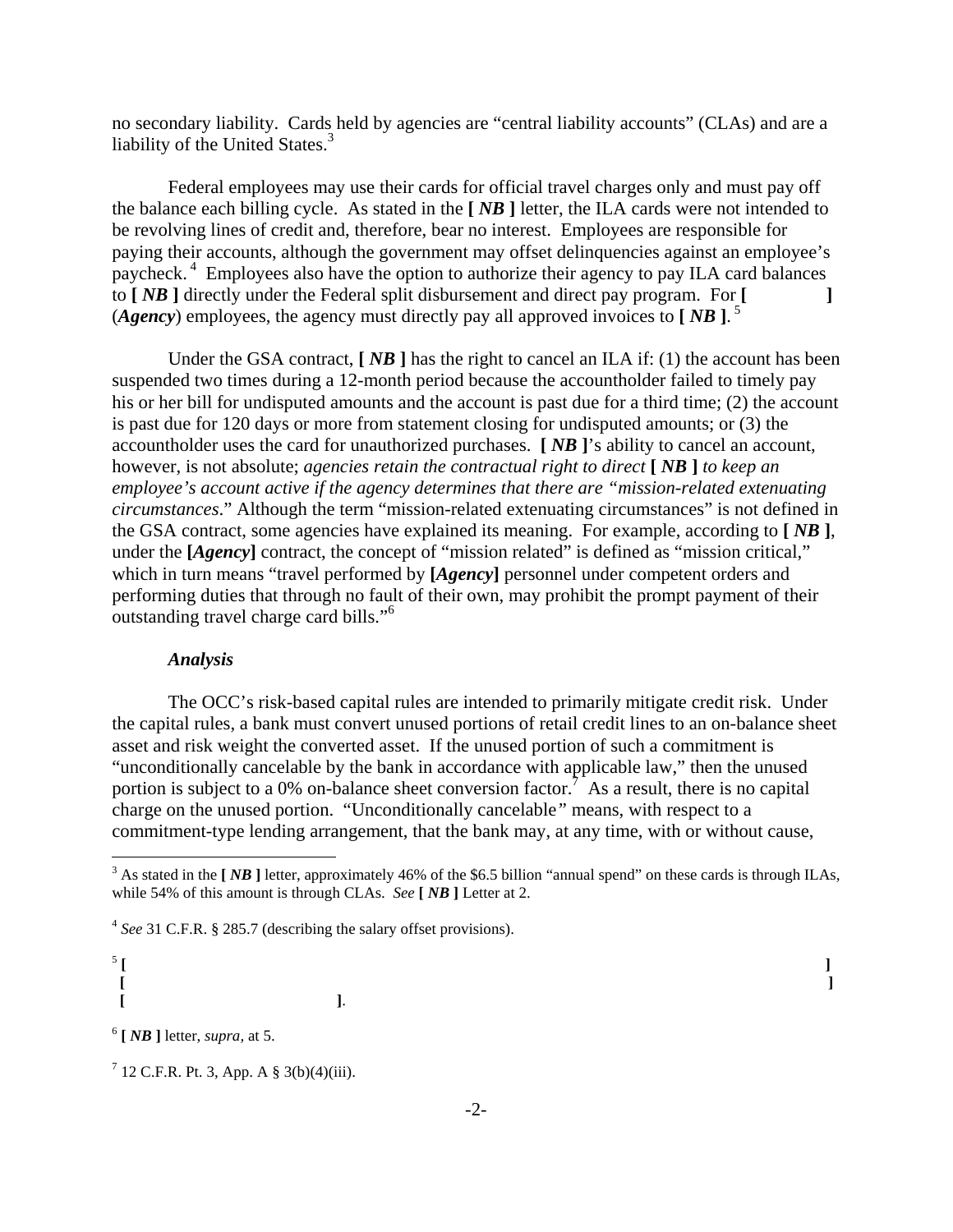no secondary liability. Cards held by agencies are "central liability accounts" (CLAs) and are a liability of the United States.[3]

Federal employees may use their cards for official travel charges only and must pay off the balance each billing cycle. As stated in the **[ *NB* ]** letter, the ILA cards were not intended to be revolving lines of credit and, therefore, bear no interest. Employees are responsible for paying their accounts, although the government may offset delinquencies against an employee's paycheck.[4] Employees also have the option to authorize their agency to pay ILA card balances to **[ *NB* ]** directly under the Federal split disbursement and direct pay program. For **[ ]** (***Agency***) employees, the agency must directly pay all approved invoices to **[ *NB* ]**.[5]

Under the GSA contract, **[ *NB* ]** has the right to cancel an ILA if: (1) the account has been suspended two times during a 12-month period because the accountholder failed to timely pay his or her bill for undisputed amounts and the account is past due for a third time; (2) the account is past due for 120 days or more from statement closing for undisputed amounts; or (3) the accountholder uses the card for unauthorized purchases. **[ *NB* ]**'s ability to cancel an account, however, is not absolute; *agencies retain the contractual right to direct* **[ *NB* ]** *to keep an employee's account active if the agency determines that there are "mission-related extenuating circumstances*." Although the term "mission-related extenuating circumstances" is not defined in the GSA contract, some agencies have explained its meaning. For example, according to **[ *NB* ]**, under the **[*Agency*]** contract, the concept of "mission related" is defined as "mission critical," which in turn means "travel performed by **[*Agency*]** personnel under competent orders and performing duties that through no fault of their own, may prohibit the prompt payment of their outstanding travel charge card bills."[6]

***Analysis***

The OCC's risk-based capital rules are intended to primarily mitigate credit risk. Under the capital rules, a bank must convert unused portions of retail credit lines to an on-balance sheet asset and risk weight the converted asset. If the unused portion of such a commitment is "unconditionally cancelable by the bank in accordance with applicable law," then the unused portion is subject to a 0% on-balance sheet conversion factor.[7] As a result, there is no capital charge on the unused portion. "Unconditionally cancelable" means, with respect to a commitment-type lending arrangement, that the bank may, at any time, with or without cause,

---

[3] As stated in the **[ *NB* ]** letter, approximately 46% of the $6.5 billion "annual spend" on these cards is through ILAs, while 54% of this amount is through CLAs. *See* **[ *NB* ]** Letter at 2.

[4] *See* 31 C.F.R. § 285.7 (describing the salary offset provisions).

[5] **[ ]**
**[ ]**
**[ ]**.

[6] **[ *NB* ]** letter, *supra*, at 5.

[7] 12 C.F.R. Pt. 3, App. A § 3(b)(4)(iii).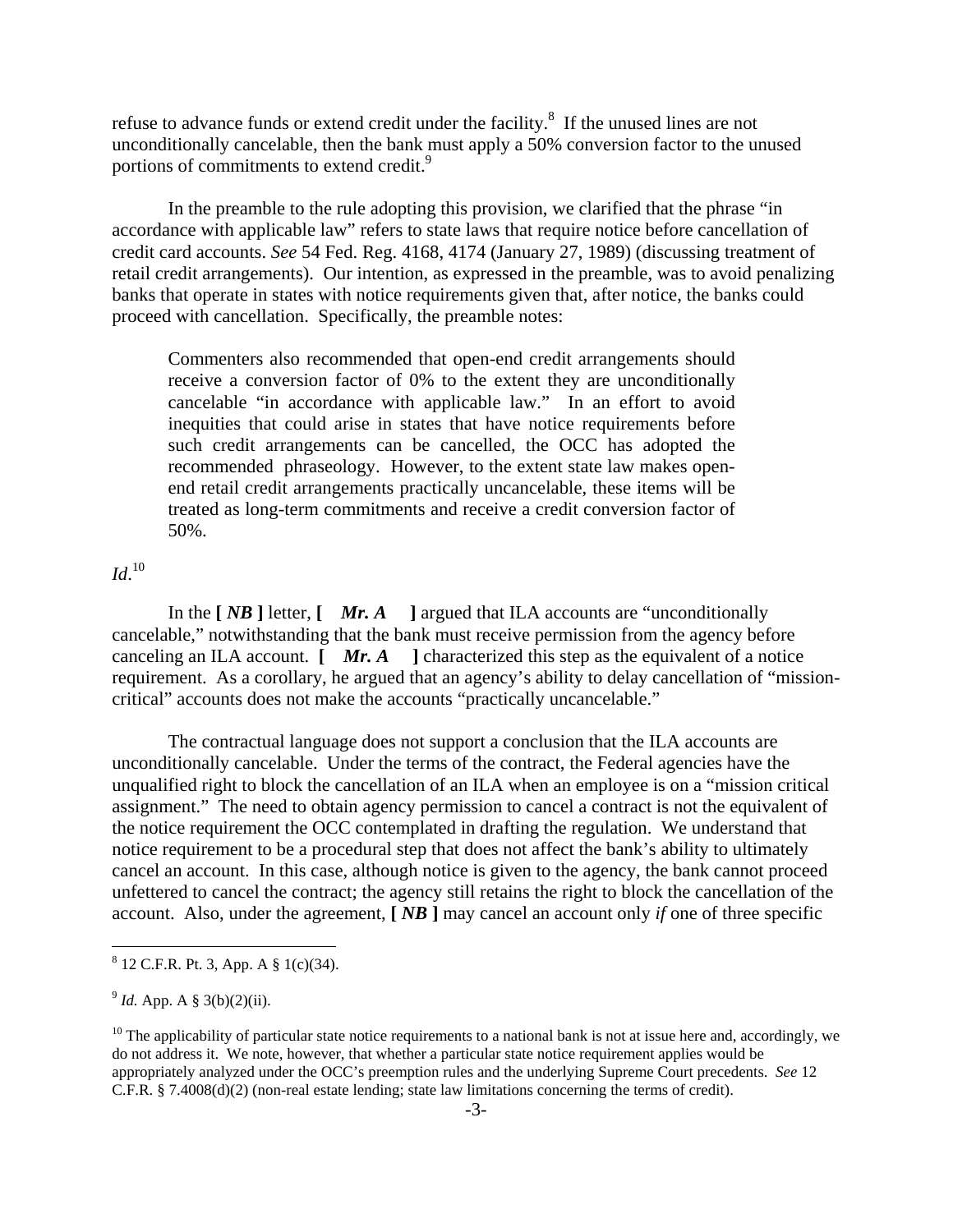refuse to advance funds or extend credit under the facility.[8] If the unused lines are not unconditionally cancelable, then the bank must apply a 50% conversion factor to the unused portions of commitments to extend credit.[9]

In the preamble to the rule adopting this provision, we clarified that the phrase "in accordance with applicable law" refers to state laws that require notice before cancellation of credit card accounts. *See* 54 Fed. Reg. 4168, 4174 (January 27, 1989) (discussing treatment of retail credit arrangements). Our intention, as expressed in the preamble, was to avoid penalizing banks that operate in states with notice requirements given that, after notice, the banks could proceed with cancellation. Specifically, the preamble notes:

> Commenters also recommended that open-end credit arrangements should receive a conversion factor of 0% to the extent they are unconditionally cancelable "in accordance with applicable law." In an effort to avoid inequities that could arise in states that have notice requirements before such credit arrangements can be cancelled, the OCC has adopted the recommended phraseology. However, to the extent state law makes open-end retail credit arrangements practically uncancelable, these items will be treated as long-term commitments and receive a credit conversion factor of 50%.

*Id*.[10]

In the **[ *NB* ]** letter, **[ *Mr. A* ]** argued that ILA accounts are "unconditionally cancelable," notwithstanding that the bank must receive permission from the agency before canceling an ILA account. **[ *Mr. A* ]** characterized this step as the equivalent of a notice requirement. As a corollary, he argued that an agency's ability to delay cancellation of "mission-critical" accounts does not make the accounts "practically uncancelable."

The contractual language does not support a conclusion that the ILA accounts are unconditionally cancelable. Under the terms of the contract, the Federal agencies have the unqualified right to block the cancellation of an ILA when an employee is on a "mission critical assignment." The need to obtain agency permission to cancel a contract is not the equivalent of the notice requirement the OCC contemplated in drafting the regulation. We understand that notice requirement to be a procedural step that does not affect the bank's ability to ultimately cancel an account. In this case, although notice is given to the agency, the bank cannot proceed unfettered to cancel the contract; the agency still retains the right to block the cancellation of the account. Also, under the agreement, **[ *NB* ]** may cancel an account only *if* one of three specific

---

[8] 12 C.F.R. Pt. 3, App. A § 1(c)(34).

[9] *Id.* App. A § 3(b)(2)(ii).

[10] The applicability of particular state notice requirements to a national bank is not at issue here and, accordingly, we do not address it. We note, however, that whether a particular state notice requirement applies would be appropriately analyzed under the OCC's preemption rules and the underlying Supreme Court precedents. *See* 12 C.F.R. § 7.4008(d)(2) (non-real estate lending; state law limitations concerning the terms of credit).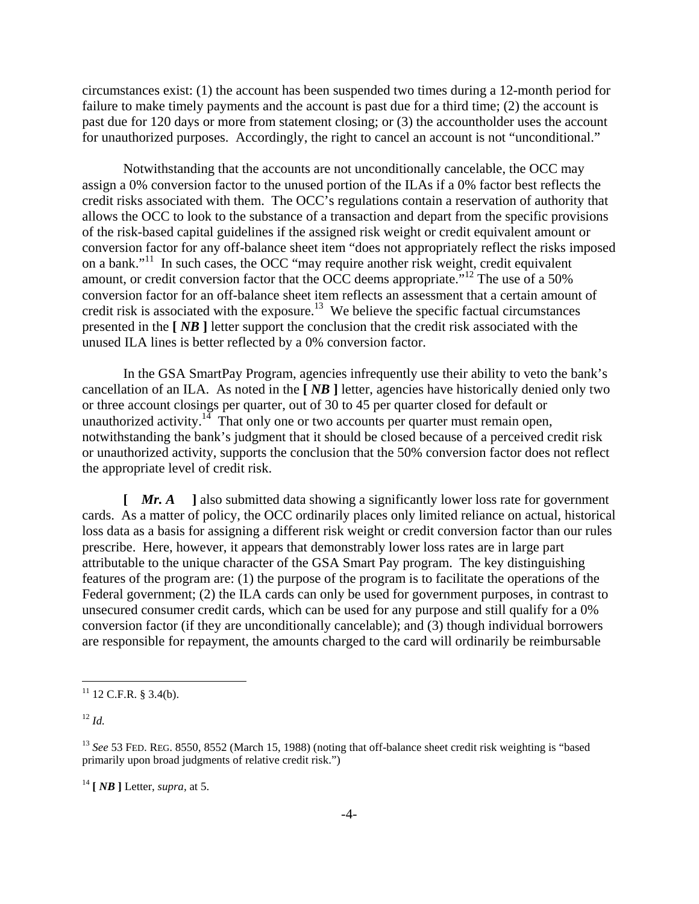circumstances exist: (1) the account has been suspended two times during a 12-month period for failure to make timely payments and the account is past due for a third time; (2) the account is past due for 120 days or more from statement closing; or (3) the accountholder uses the account for unauthorized purposes. Accordingly, the right to cancel an account is not "unconditional."

Notwithstanding that the accounts are not unconditionally cancelable, the OCC may assign a 0% conversion factor to the unused portion of the ILAs if a 0% factor best reflects the credit risks associated with them. The OCC's regulations contain a reservation of authority that allows the OCC to look to the substance of a transaction and depart from the specific provisions of the risk-based capital guidelines if the assigned risk weight or credit equivalent amount or conversion factor for any off-balance sheet item "does not appropriately reflect the risks imposed on a bank."[11] In such cases, the OCC "may require another risk weight, credit equivalent amount, or credit conversion factor that the OCC deems appropriate."[12] The use of a 50% conversion factor for an off-balance sheet item reflects an assessment that a certain amount of credit risk is associated with the exposure.[13] We believe the specific factual circumstances presented in the **[ *NB* ]** letter support the conclusion that the credit risk associated with the unused ILA lines is better reflected by a 0% conversion factor.

In the GSA SmartPay Program, agencies infrequently use their ability to veto the bank's cancellation of an ILA. As noted in the **[ *NB* ]** letter, agencies have historically denied only two or three account closings per quarter, out of 30 to 45 per quarter closed for default or unauthorized activity.[14] That only one or two accounts per quarter must remain open, notwithstanding the bank's judgment that it should be closed because of a perceived credit risk or unauthorized activity, supports the conclusion that the 50% conversion factor does not reflect the appropriate level of credit risk.

**[ *Mr. A* ]** also submitted data showing a significantly lower loss rate for government cards. As a matter of policy, the OCC ordinarily places only limited reliance on actual, historical loss data as a basis for assigning a different risk weight or credit conversion factor than our rules prescribe. Here, however, it appears that demonstrably lower loss rates are in large part attributable to the unique character of the GSA Smart Pay program. The key distinguishing features of the program are: (1) the purpose of the program is to facilitate the operations of the Federal government; (2) the ILA cards can only be used for government purposes, in contrast to unsecured consumer credit cards, which can be used for any purpose and still qualify for a 0% conversion factor (if they are unconditionally cancelable); and (3) though individual borrowers are responsible for repayment, the amounts charged to the card will ordinarily be reimbursable

---

[11] 12 C.F.R. § 3.4(b).

[12] *Id.*

[13] *See* 53 FED. REG. 8550, 8552 (March 15, 1988) (noting that off-balance sheet credit risk weighting is "based primarily upon broad judgments of relative credit risk.")

[14] **[ *NB* ]** Letter, *supra*, at 5.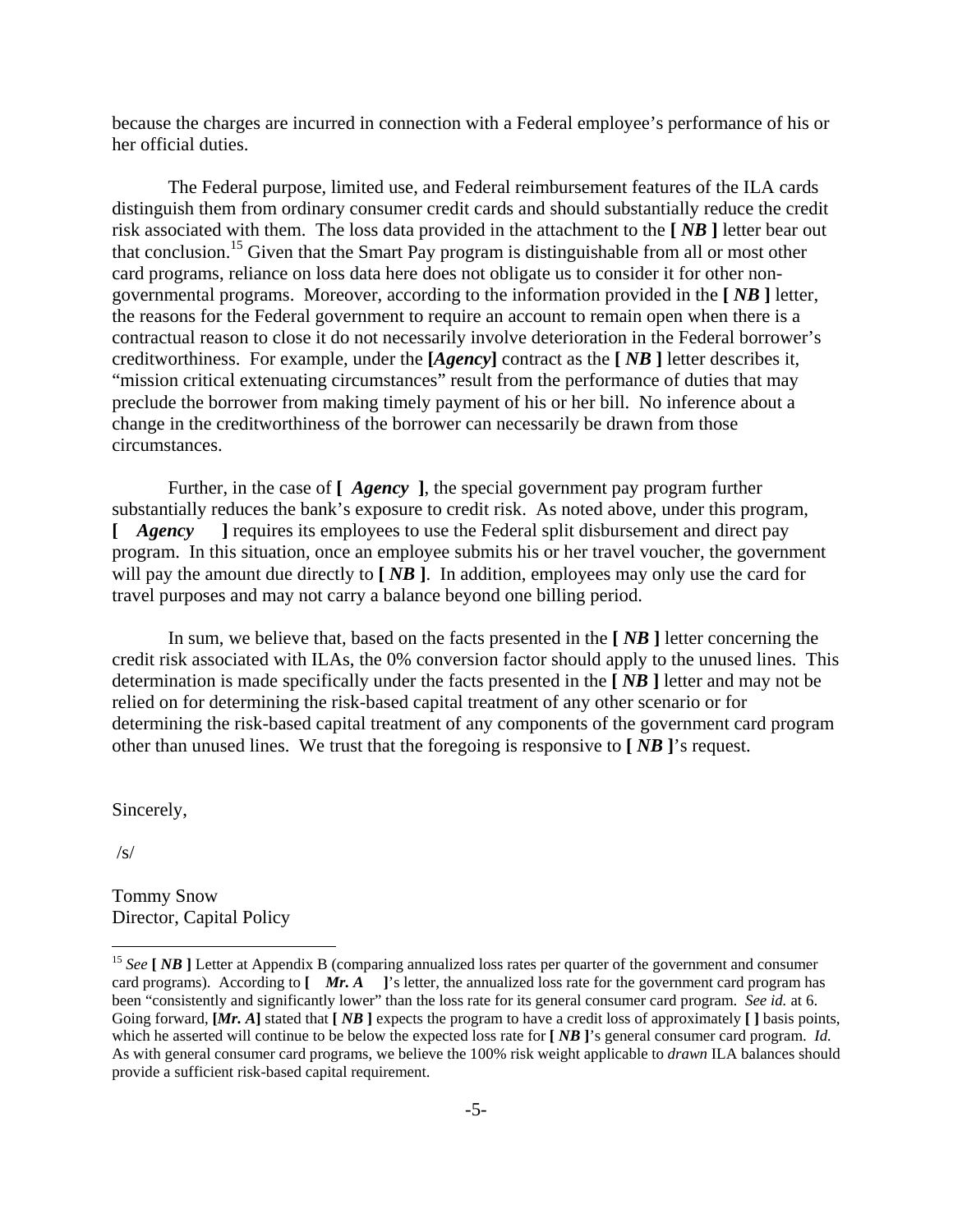because the charges are incurred in connection with a Federal employee's performance of his or her official duties.

The Federal purpose, limited use, and Federal reimbursement features of the ILA cards distinguish them from ordinary consumer credit cards and should substantially reduce the credit risk associated with them. The loss data provided in the attachment to the **[ *NB* ]** letter bear out that conclusion.[15] Given that the Smart Pay program is distinguishable from all or most other card programs, reliance on loss data here does not obligate us to consider it for other non-governmental programs. Moreover, according to the information provided in the **[ *NB* ]** letter, the reasons for the Federal government to require an account to remain open when there is a contractual reason to close it do not necessarily involve deterioration in the Federal borrower's creditworthiness. For example, under the **[*Agency*]** contract as the **[ *NB* ]** letter describes it, "mission critical extenuating circumstances" result from the performance of duties that may preclude the borrower from making timely payment of his or her bill. No inference about a change in the creditworthiness of the borrower can necessarily be drawn from those circumstances.

Further, in the case of **[ *Agency* ]**, the special government pay program further substantially reduces the bank's exposure to credit risk. As noted above, under this program, **[ *Agency* ]** requires its employees to use the Federal split disbursement and direct pay program. In this situation, once an employee submits his or her travel voucher, the government will pay the amount due directly to **[ *NB* ]**. In addition, employees may only use the card for travel purposes and may not carry a balance beyond one billing period.

In sum, we believe that, based on the facts presented in the **[ *NB* ]** letter concerning the credit risk associated with ILAs, the 0% conversion factor should apply to the unused lines. This determination is made specifically under the facts presented in the **[ *NB* ]** letter and may not be relied on for determining the risk-based capital treatment of any other scenario or for determining the risk-based capital treatment of any components of the government card program other than unused lines. We trust that the foregoing is responsive to **[ *NB* ]**'s request.

Sincerely,

/s/

Tommy Snow
Director, Capital Policy

---

[15] *See* **[ *NB* ]** Letter at Appendix B (comparing annualized loss rates per quarter of the government and consumer card programs). According to **[ *Mr. A* ]**'s letter, the annualized loss rate for the government card program has been "consistently and significantly lower" than the loss rate for its general consumer card program. *See id.* at 6. Going forward, **[*Mr. A*]** stated that **[ *NB* ]** expects the program to have a credit loss of approximately **[ ]** basis points, which he asserted will continue to be below the expected loss rate for **[ *NB* ]**'s general consumer card program. *Id.* As with general consumer card programs, we believe the 100% risk weight applicable to *drawn* ILA balances should provide a sufficient risk-based capital requirement.